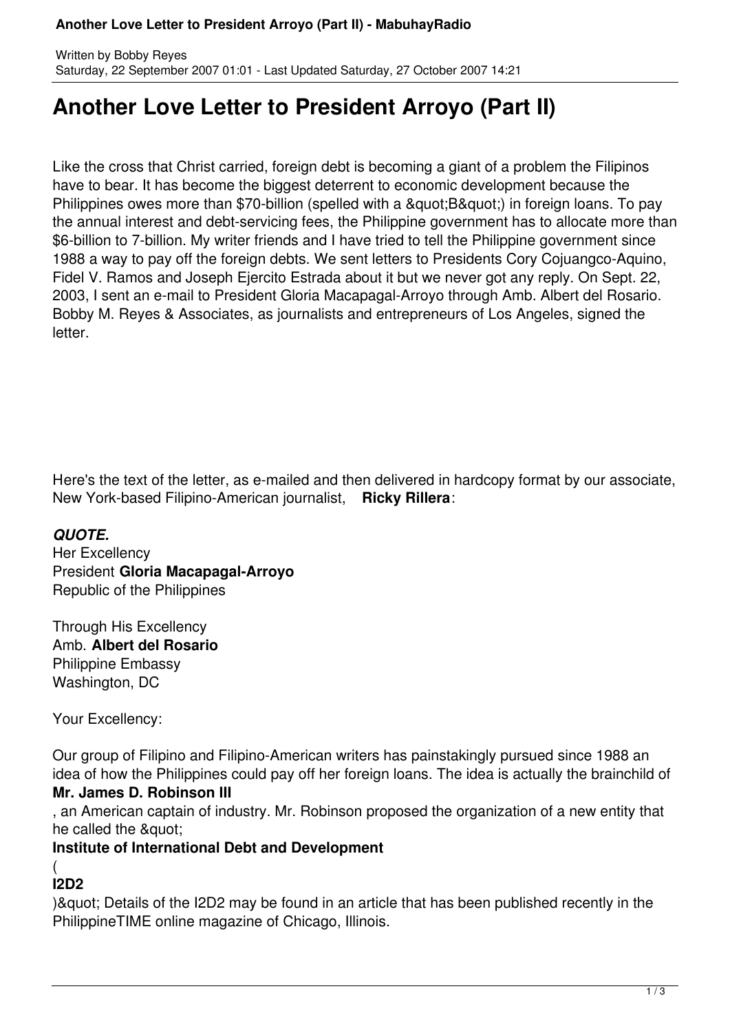Written by Bobby Reyes
Saturday, 22 September 2007 01:01 - Last Updated Saturday, 27 October 2007 14:21

# Another Love Letter to President Arroyo (Part II)

Like the cross that Christ carried, foreign debt is becoming a giant of a problem the Filipinos have to bear. It has become the biggest deterrent to economic development because the Philippines owes more than $70-billion (spelled with a &quot;B&quot;) in foreign loans. To pay the annual interest and debt-servicing fees, the Philippine government has to allocate more than $6-billion to 7-billion. My writer friends and I have tried to tell the Philippine government since 1988 a way to pay off the foreign debts. We sent letters to Presidents Cory Cojuangco-Aquino, Fidel V. Ramos and Joseph Ejercito Estrada about it but we never got any reply. On Sept. 22, 2003, I sent an e-mail to President Gloria Macapagal-Arroyo through Amb. Albert del Rosario. Bobby M. Reyes & Associates, as journalists and entrepreneurs of Los Angeles, signed the letter.

Here's the text of the letter, as e-mailed and then delivered in hardcopy format by our associate, New York-based Filipino-American journalist, **Ricky Rillera**:

***QUOTE.***
Her Excellency
President **Gloria Macapagal-Arroyo**
Republic of the Philippines

Through His Excellency
Amb. **Albert del Rosario**
Philippine Embassy
Washington, DC

Your Excellency:

Our group of Filipino and Filipino-American writers has painstakingly pursued since 1988 an idea of how the Philippines could pay off her foreign loans. The idea is actually the brainchild of **Mr. James D. Robinson III**, an American captain of industry. Mr. Robinson proposed the organization of a new entity that he called the &quot;**Institute of International Debt and Development** (**I2D2**)&quot; Details of the I2D2 may be found in an article that has been published recently in the PhilippineTIME online magazine of Chicago, Illinois.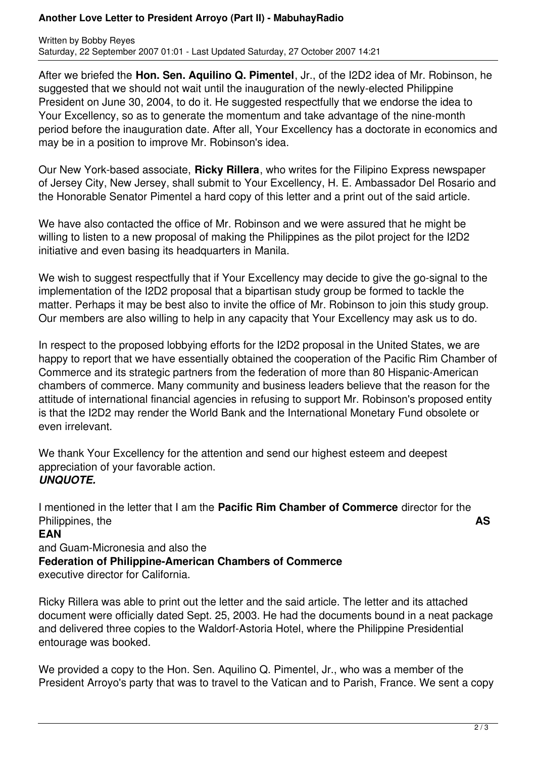After we briefed the **Hon. Sen. Aquilino Q. Pimentel**, Jr., of the I2D2 idea of Mr. Robinson, he suggested that we should not wait until the inauguration of the newly-elected Philippine President on June 30, 2004, to do it. He suggested respectfully that we endorse the idea to Your Excellency, so as to generate the momentum and take advantage of the nine-month period before the inauguration date. After all, Your Excellency has a doctorate in economics and may be in a position to improve Mr. Robinson's idea.

Our New York-based associate, **Ricky Rillera**, who writes for the Filipino Express newspaper of Jersey City, New Jersey, shall submit to Your Excellency, H. E. Ambassador Del Rosario and the Honorable Senator Pimentel a hard copy of this letter and a print out of the said article.

We have also contacted the office of Mr. Robinson and we were assured that he might be willing to listen to a new proposal of making the Philippines as the pilot project for the I2D2 initiative and even basing its headquarters in Manila.

We wish to suggest respectfully that if Your Excellency may decide to give the go-signal to the implementation of the I2D2 proposal that a bipartisan study group be formed to tackle the matter. Perhaps it may be best also to invite the office of Mr. Robinson to join this study group. Our members are also willing to help in any capacity that Your Excellency may ask us to do.

In respect to the proposed lobbying efforts for the I2D2 proposal in the United States, we are happy to report that we have essentially obtained the cooperation of the Pacific Rim Chamber of Commerce and its strategic partners from the federation of more than 80 Hispanic-American chambers of commerce. Many community and business leaders believe that the reason for the attitude of international financial agencies in refusing to support Mr. Robinson's proposed entity is that the I2D2 may render the World Bank and the International Monetary Fund obsolete or even irrelevant.

We thank Your Excellency for the attention and send our highest esteem and deepest appreciation of your favorable action.
***UNQUOTE.***

I mentioned in the letter that I am the **Pacific Rim Chamber of Commerce** director for the Philippines, the **ASEAN** and Guam-Micronesia and also the **Federation of Philippine-American Chambers of Commerce** executive director for California.

Ricky Rillera was able to print out the letter and the said article. The letter and its attached document were officially dated Sept. 25, 2003. He had the documents bound in a neat package and delivered three copies to the Waldorf-Astoria Hotel, where the Philippine Presidential entourage was booked.

We provided a copy to the Hon. Sen. Aquilino Q. Pimentel, Jr., who was a member of the President Arroyo's party that was to travel to the Vatican and to Parish, France. We sent a copy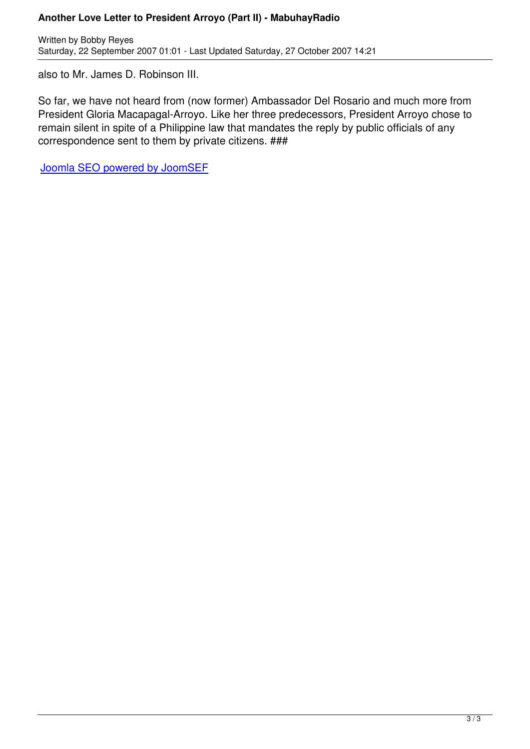also to Mr. James D. Robinson III.

So far, we have not heard from (now former) Ambassador Del Rosario and much more from President Gloria Macapagal-Arroyo. Like her three predecessors, President Arroyo chose to remain silent in spite of a Philippine law that mandates the reply by public officials of any correspondence sent to them by private citizens. ###

Joomla SEO powered by JoomSEF